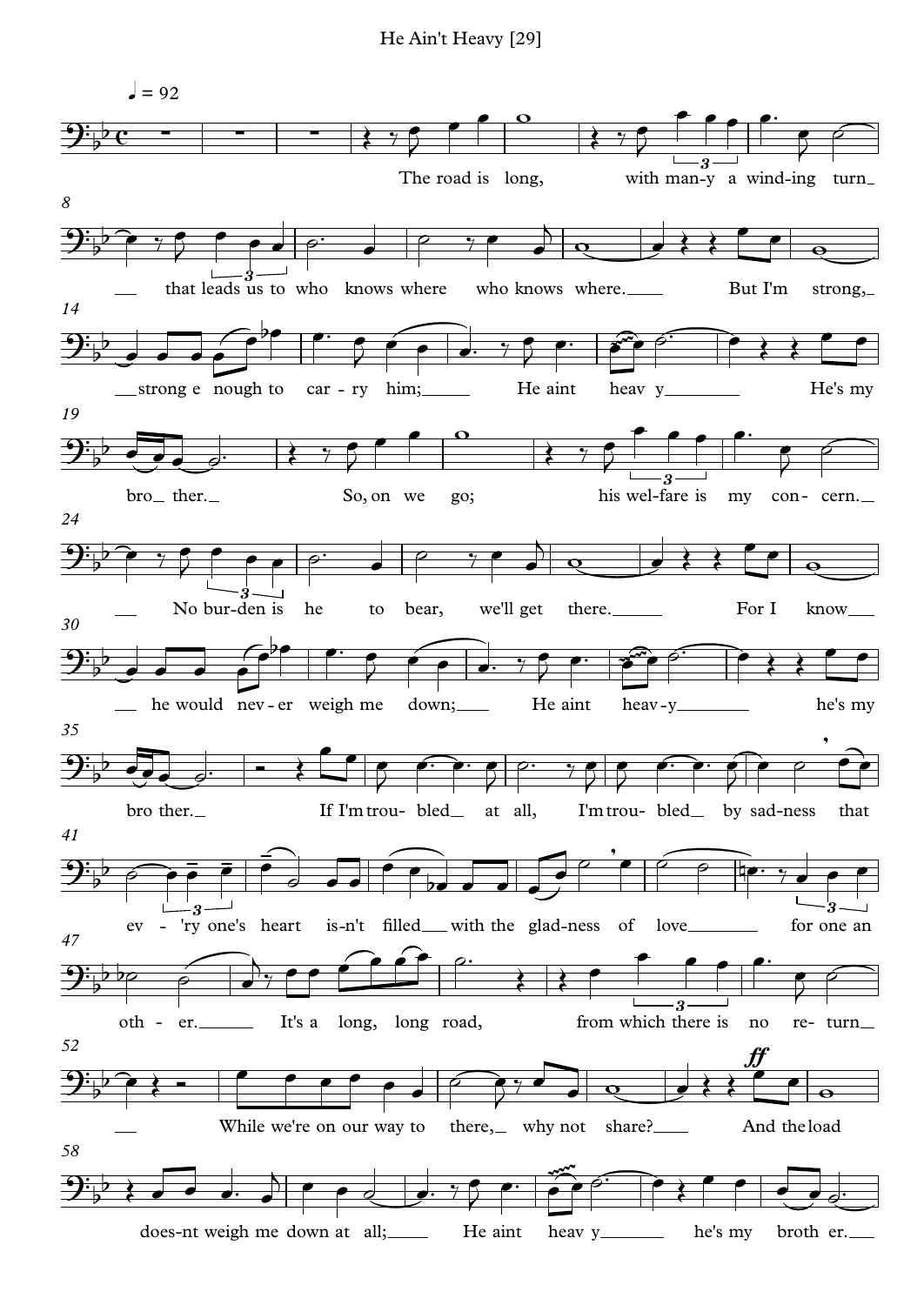# He Ain't Heavy [29]

♩ = 92

The road is long, with man-y a wind-ing turn that leads us to who knows where who knows where. But I'm strong, strong e nough to car - ry him; He aint heav y He's my bro ther.

So, on we go; his wel-fare is my con- cern. No bur-den is he to bear, we'll get there. For I know he would nev - er weigh me down; He aint heav-y he's my bro ther.

If I'm trou- bled at all, I'm trou- bled by sad-ness that ev - 'ry one's heart is-n't filled with the glad-ness of love for one an oth - er. It's a long, long road, from which there is no re- turn

While we're on our way to there, why not share? And the load does-nt weigh me down at all; He aint heav y he's my broth er.

*ff*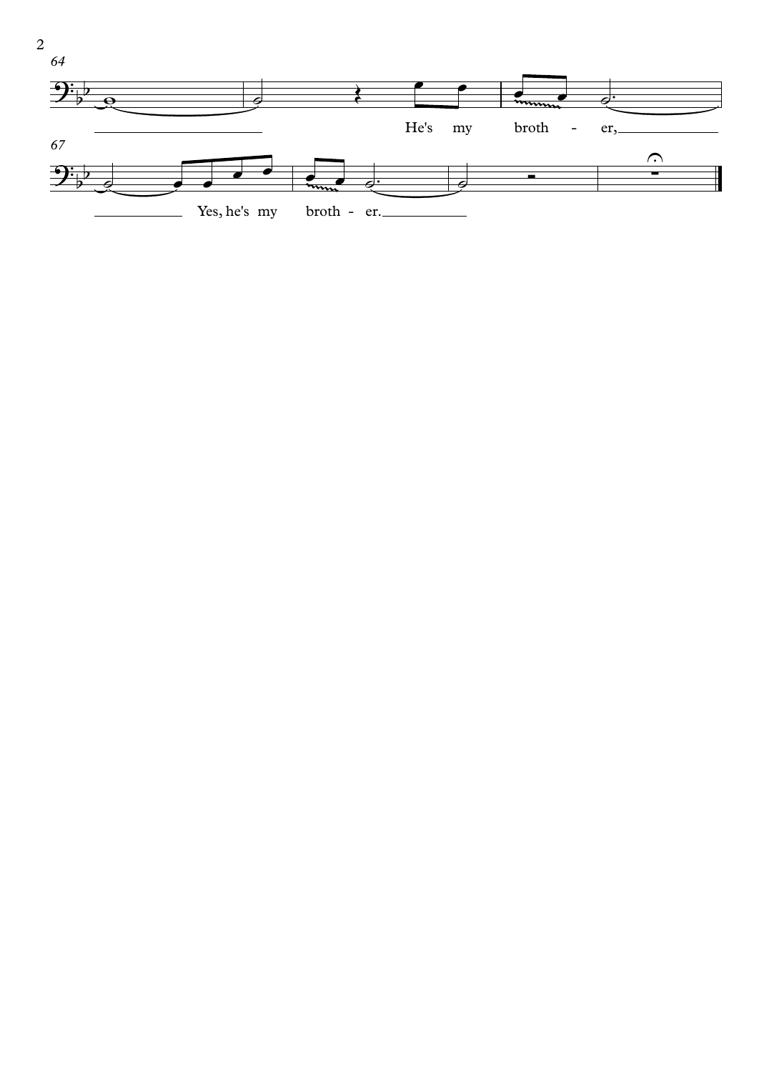64

He's my broth - er,

67

Yes, he's my broth - er.